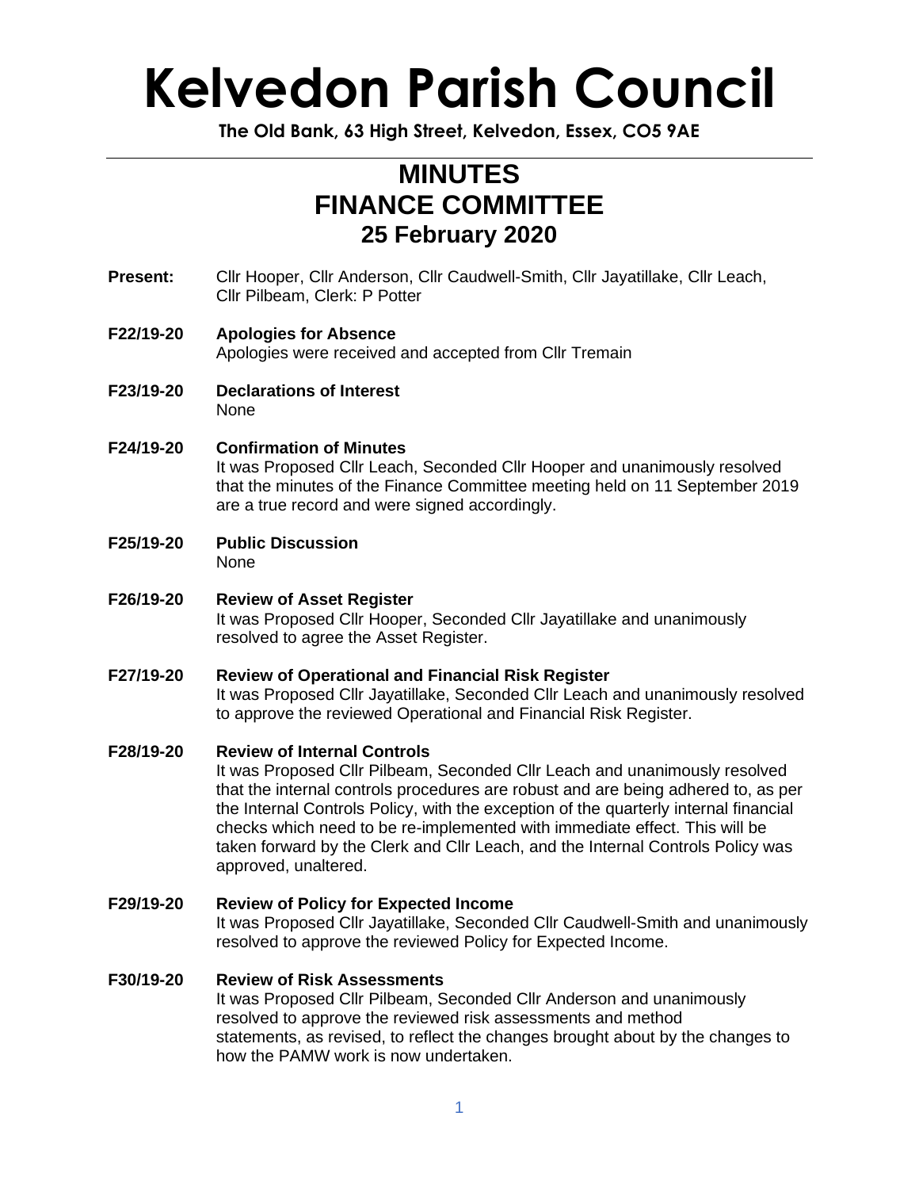# Kelvedon Parish Council

**The Old Bank, 63 High Street, Kelvedon, Essex, CO5 9AE**

---

## MINUTES
## FINANCE COMMITTEE
## 25 February 2020

**Present:** Cllr Hooper, Cllr Anderson, Cllr Caudwell-Smith, Cllr Jayatillake, Cllr Leach, Cllr Pilbeam, Clerk: P Potter

**F22/19-20 Apologies for Absence**
Apologies were received and accepted from Cllr Tremain

**F23/19-20 Declarations of Interest**
None

**F24/19-20 Confirmation of Minutes**
It was Proposed Cllr Leach, Seconded Cllr Hooper and unanimously resolved that the minutes of the Finance Committee meeting held on 11 September 2019 are a true record and were signed accordingly.

**F25/19-20 Public Discussion**
None

**F26/19-20 Review of Asset Register**
It was Proposed Cllr Hooper, Seconded Cllr Jayatillake and unanimously resolved to agree the Asset Register.

**F27/19-20 Review of Operational and Financial Risk Register**
It was Proposed Cllr Jayatillake, Seconded Cllr Leach and unanimously resolved to approve the reviewed Operational and Financial Risk Register.

**F28/19-20 Review of Internal Controls**
It was Proposed Cllr Pilbeam, Seconded Cllr Leach and unanimously resolved that the internal controls procedures are robust and are being adhered to, as per the Internal Controls Policy, with the exception of the quarterly internal financial checks which need to be re-implemented with immediate effect. This will be taken forward by the Clerk and Cllr Leach, and the Internal Controls Policy was approved, unaltered.

**F29/19-20 Review of Policy for Expected Income**
It was Proposed Cllr Jayatillake, Seconded Cllr Caudwell-Smith and unanimously resolved to approve the reviewed Policy for Expected Income.

**F30/19-20 Review of Risk Assessments**
It was Proposed Cllr Pilbeam, Seconded Cllr Anderson and unanimously resolved to approve the reviewed risk assessments and method statements, as revised, to reflect the changes brought about by the changes to how the PAMW work is now undertaken.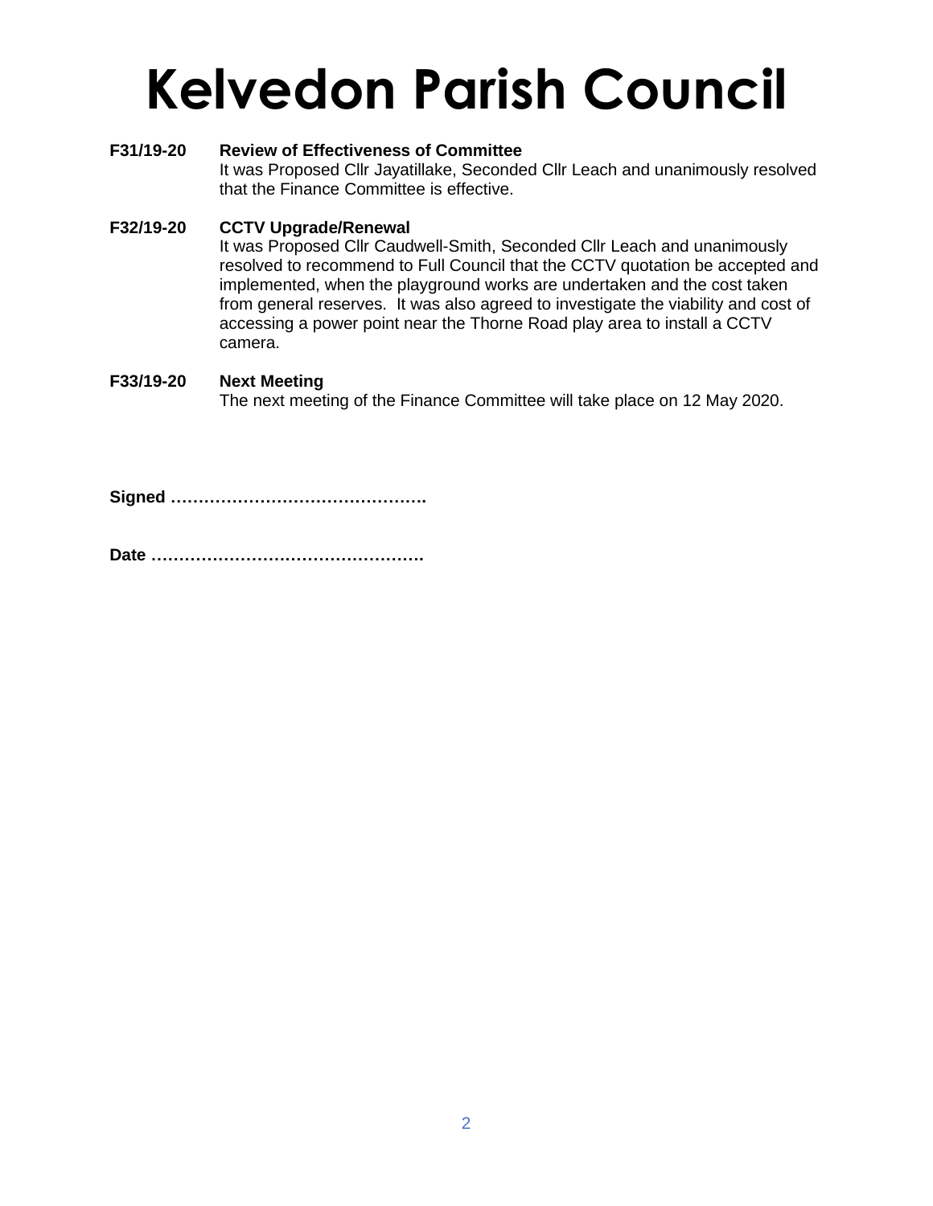# Kelvedon Parish Council

**F31/19-20 Review of Effectiveness of Committee**

It was Proposed Cllr Jayatillake, Seconded Cllr Leach and unanimously resolved that the Finance Committee is effective.

**F32/19-20 CCTV Upgrade/Renewal**

It was Proposed Cllr Caudwell-Smith, Seconded Cllr Leach and unanimously resolved to recommend to Full Council that the CCTV quotation be accepted and implemented, when the playground works are undertaken and the cost taken from general reserves. It was also agreed to investigate the viability and cost of accessing a power point near the Thorne Road play area to install a CCTV camera.

**F33/19-20 Next Meeting**

The next meeting of the Finance Committee will take place on 12 May 2020.

**Signed ……………………………………….**

**Date ………………………………………….**